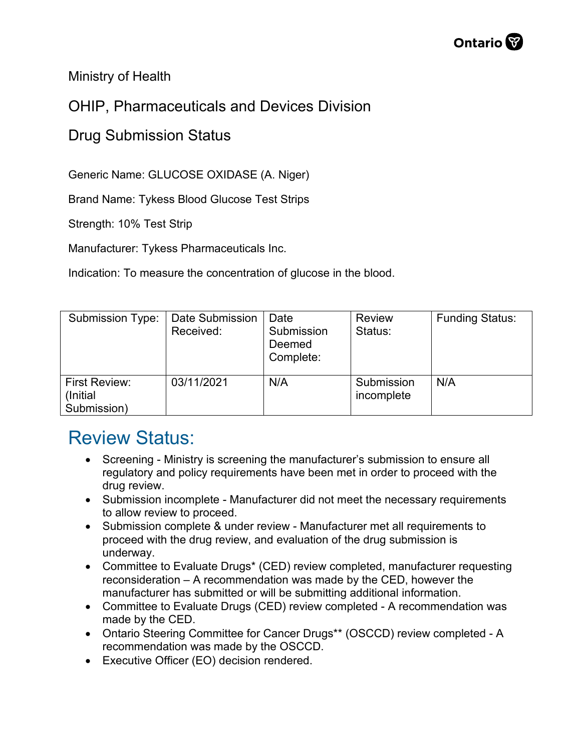Ministry of Health

OHIP, Pharmaceuticals and Devices Division

Drug Submission Status

Generic Name: GLUCOSE OXIDASE (A. Niger)

Brand Name: Tykess Blood Glucose Test Strips

Strength: 10% Test Strip

Manufacturer: Tykess Pharmaceuticals Inc.

Indication: To measure the concentration of glucose in the blood.

| Submission Type: | Date Submission Received: | Date Submission Deemed Complete: | Review Status: | Funding Status: |
|---|---|---|---|---|
| First Review: (Initial Submission) | 03/11/2021 | N/A | Submission incomplete | N/A |

## Review Status:

- Screening - Ministry is screening the manufacturer's submission to ensure all regulatory and policy requirements have been met in order to proceed with the drug review.
- Submission incomplete - Manufacturer did not meet the necessary requirements to allow review to proceed.
- Submission complete & under review - Manufacturer met all requirements to proceed with the drug review, and evaluation of the drug submission is underway.
- Committee to Evaluate Drugs* (CED) review completed, manufacturer requesting reconsideration – A recommendation was made by the CED, however the manufacturer has submitted or will be submitting additional information.
- Committee to Evaluate Drugs (CED) review completed - A recommendation was made by the CED.
- Ontario Steering Committee for Cancer Drugs** (OSCCD) review completed - A recommendation was made by the OSCCD.
- Executive Officer (EO) decision rendered.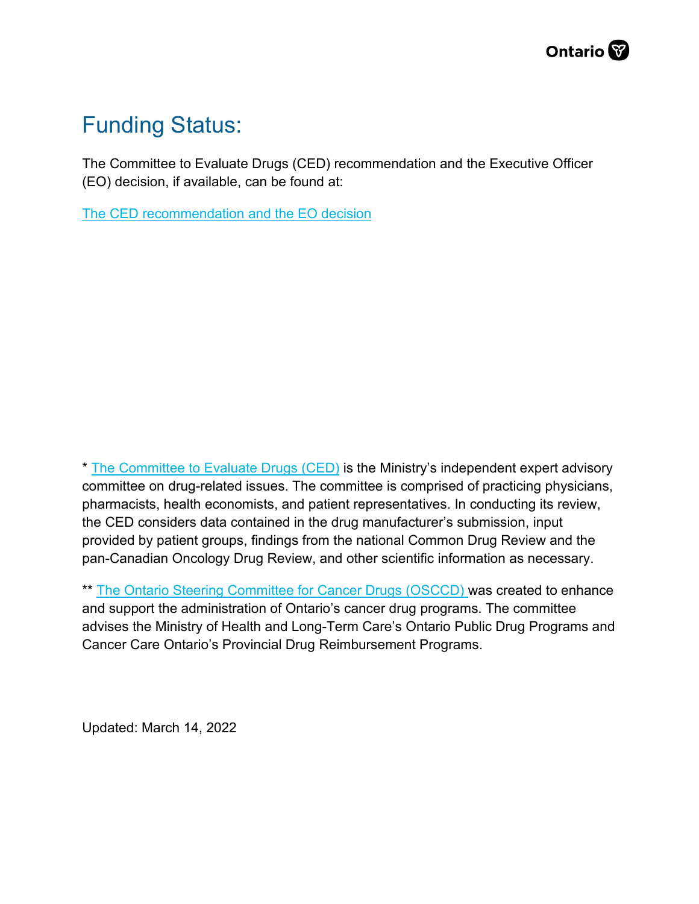## Funding Status:

The Committee to Evaluate Drugs (CED) recommendation and the Executive Officer (EO) decision, if available, can be found at:

The CED recommendation and the EO decision

* The Committee to Evaluate Drugs (CED) is the Ministry's independent expert advisory committee on drug-related issues. The committee is comprised of practicing physicians, pharmacists, health economists, and patient representatives. In conducting its review, the CED considers data contained in the drug manufacturer's submission, input provided by patient groups, findings from the national Common Drug Review and the pan-Canadian Oncology Drug Review, and other scientific information as necessary.

** The Ontario Steering Committee for Cancer Drugs (OSCCD) was created to enhance and support the administration of Ontario's cancer drug programs. The committee advises the Ministry of Health and Long-Term Care's Ontario Public Drug Programs and Cancer Care Ontario's Provincial Drug Reimbursement Programs.

Updated: March 14, 2022